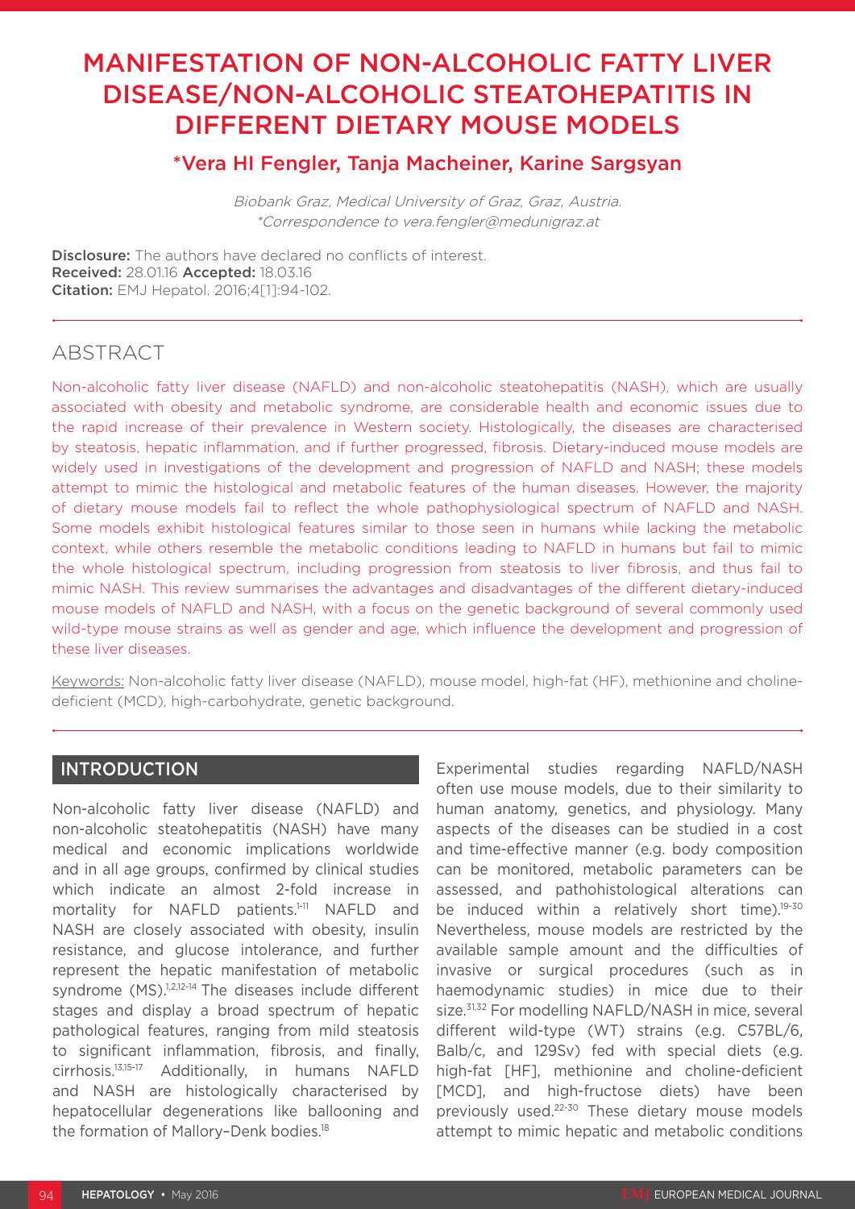# MANIFESTATION OF NON-ALCOHOLIC FATTY LIVER DISEASE/NON-ALCOHOLIC STEATOHEPATITIS IN DIFFERENT DIETARY MOUSE MODELS

## *Vera HI Fengler, Tanja Macheiner, Karine Sargsyan

*Biobank Graz, Medical University of Graz, Graz, Austria.*
*\*Correspondence to vera.fengler@medunigraz.at*

**Disclosure:** The authors have declared no conflicts of interest.
**Received:** 28.01.16 **Accepted:** 18.03.16
**Citation:** EMJ Hepatol. 2016;4[1]:94-102.

## ABSTRACT

Non-alcoholic fatty liver disease (NAFLD) and non-alcoholic steatohepatitis (NASH), which are usually associated with obesity and metabolic syndrome, are considerable health and economic issues due to the rapid increase of their prevalence in Western society. Histologically, the diseases are characterised by steatosis, hepatic inflammation, and if further progressed, fibrosis. Dietary-induced mouse models are widely used in investigations of the development and progression of NAFLD and NASH; these models attempt to mimic the histological and metabolic features of the human diseases. However, the majority of dietary mouse models fail to reflect the whole pathophysiological spectrum of NAFLD and NASH. Some models exhibit histological features similar to those seen in humans while lacking the metabolic context, while others resemble the metabolic conditions leading to NAFLD in humans but fail to mimic the whole histological spectrum, including progression from steatosis to liver fibrosis, and thus fail to mimic NASH. This review summarises the advantages and disadvantages of the different dietary-induced mouse models of NAFLD and NASH, with a focus on the genetic background of several commonly used wild-type mouse strains as well as gender and age, which influence the development and progression of these liver diseases.

Keywords: Non-alcoholic fatty liver disease (NAFLD), mouse model, high-fat (HF), methionine and choline-deficient (MCD), high-carbohydrate, genetic background.

## INTRODUCTION

Non-alcoholic fatty liver disease (NAFLD) and non-alcoholic steatohepatitis (NASH) have many medical and economic implications worldwide and in all age groups, confirmed by clinical studies which indicate an almost 2-fold increase in mortality for NAFLD patients.[1-11] NAFLD and NASH are closely associated with obesity, insulin resistance, and glucose intolerance, and further represent the hepatic manifestation of metabolic syndrome (MS).[1,2,12-14] The diseases include different stages and display a broad spectrum of hepatic pathological features, ranging from mild steatosis to significant inflammation, fibrosis, and finally, cirrhosis.[13,15-17] Additionally, in humans NAFLD and NASH are histologically characterised by hepatocellular degenerations like ballooning and the formation of Mallory–Denk bodies.[18]

Experimental studies regarding NAFLD/NASH often use mouse models, due to their similarity to human anatomy, genetics, and physiology. Many aspects of the diseases can be studied in a cost and time-effective manner (e.g. body composition can be monitored, metabolic parameters can be assessed, and pathohistological alterations can be induced within a relatively short time).[19-30] Nevertheless, mouse models are restricted by the available sample amount and the difficulties of invasive or surgical procedures (such as in haemodynamic studies) in mice due to their size.[31,32] For modelling NAFLD/NASH in mice, several different wild-type (WT) strains (e.g. C57BL/6, Balb/c, and 129Sv) fed with special diets (e.g. high-fat [HF], methionine and choline-deficient [MCD], and high-fructose diets) have been previously used.[22-30] These dietary mouse models attempt to mimic hepatic and metabolic conditions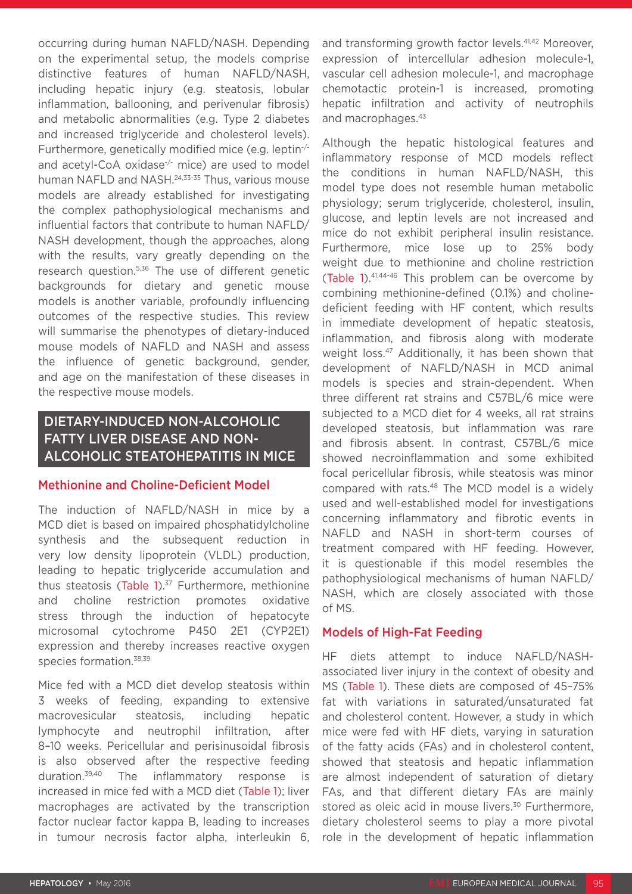occurring during human NAFLD/NASH. Depending on the experimental setup, the models comprise distinctive features of human NAFLD/NASH, including hepatic injury (e.g. steatosis, lobular inflammation, ballooning, and perivenular fibrosis) and metabolic abnormalities (e.g. Type 2 diabetes and increased triglyceride and cholesterol levels). Furthermore, genetically modified mice (e.g. leptin$^{-/-}$ and acetyl-CoA oxidase$^{-/-}$ mice) are used to model human NAFLD and NASH.[24,33-35] Thus, various mouse models are already established for investigating the complex pathophysiological mechanisms and influential factors that contribute to human NAFLD/NASH development, though the approaches, along with the results, vary greatly depending on the research question.[5,36] The use of different genetic backgrounds for dietary and genetic mouse models is another variable, profoundly influencing outcomes of the respective studies. This review will summarise the phenotypes of dietary-induced mouse models of NAFLD and NASH and assess the influence of genetic background, gender, and age on the manifestation of these diseases in the respective mouse models.

## DIETARY-INDUCED NON-ALCOHOLIC FATTY LIVER DISEASE AND NON-ALCOHOLIC STEATOHEPATITIS IN MICE

### Methionine and Choline-Deficient Model

The induction of NAFLD/NASH in mice by a MCD diet is based on impaired phosphatidylcholine synthesis and the subsequent reduction in very low density lipoprotein (VLDL) production, leading to hepatic triglyceride accumulation and thus steatosis (Table 1).[37] Furthermore, methionine and choline restriction promotes oxidative stress through the induction of hepatocyte microsomal cytochrome P450 2E1 (CYP2E1) expression and thereby increases reactive oxygen species formation.[38,39]

Mice fed with a MCD diet develop steatosis within 3 weeks of feeding, expanding to extensive macrovesicular steatosis, including hepatic lymphocyte and neutrophil infiltration, after 8–10 weeks. Pericellular and perisinusoidal fibrosis is also observed after the respective feeding duration.[39,40] The inflammatory response is increased in mice fed with a MCD diet (Table 1); liver macrophages are activated by the transcription factor nuclear factor kappa B, leading to increases in tumour necrosis factor alpha, interleukin 6, and transforming growth factor levels.[41,42] Moreover, expression of intercellular adhesion molecule-1, vascular cell adhesion molecule-1, and macrophage chemotactic protein-1 is increased, promoting hepatic infiltration and activity of neutrophils and macrophages.[43]

Although the hepatic histological features and inflammatory response of MCD models reflect the conditions in human NAFLD/NASH, this model type does not resemble human metabolic physiology; serum triglyceride, cholesterol, insulin, glucose, and leptin levels are not increased and mice do not exhibit peripheral insulin resistance. Furthermore, mice lose up to 25% body weight due to methionine and choline restriction (Table 1).[41,44-46] This problem can be overcome by combining methionine-defined (0.1%) and choline-deficient feeding with HF content, which results in immediate development of hepatic steatosis, inflammation, and fibrosis along with moderate weight loss.[47] Additionally, it has been shown that development of NAFLD/NASH in MCD animal models is species and strain-dependent. When three different rat strains and C57BL/6 mice were subjected to a MCD diet for 4 weeks, all rat strains developed steatosis, but inflammation was rare and fibrosis absent. In contrast, C57BL/6 mice showed necroinflammation and some exhibited focal pericellular fibrosis, while steatosis was minor compared with rats.[48] The MCD model is a widely used and well-established model for investigations concerning inflammatory and fibrotic events in NAFLD and NASH in short-term courses of treatment compared with HF feeding. However, it is questionable if this model resembles the pathophysiological mechanisms of human NAFLD/NASH, which are closely associated with those of MS.

### Models of High-Fat Feeding

HF diets attempt to induce NAFLD/NASH-associated liver injury in the context of obesity and MS (Table 1). These diets are composed of 45–75% fat with variations in saturated/unsaturated fat and cholesterol content. However, a study in which mice were fed with HF diets, varying in saturation of the fatty acids (FAs) and in cholesterol content, showed that steatosis and hepatic inflammation are almost independent of saturation of dietary FAs, and that different dietary FAs are mainly stored as oleic acid in mouse livers.[30] Furthermore, dietary cholesterol seems to play a more pivotal role in the development of hepatic inflammation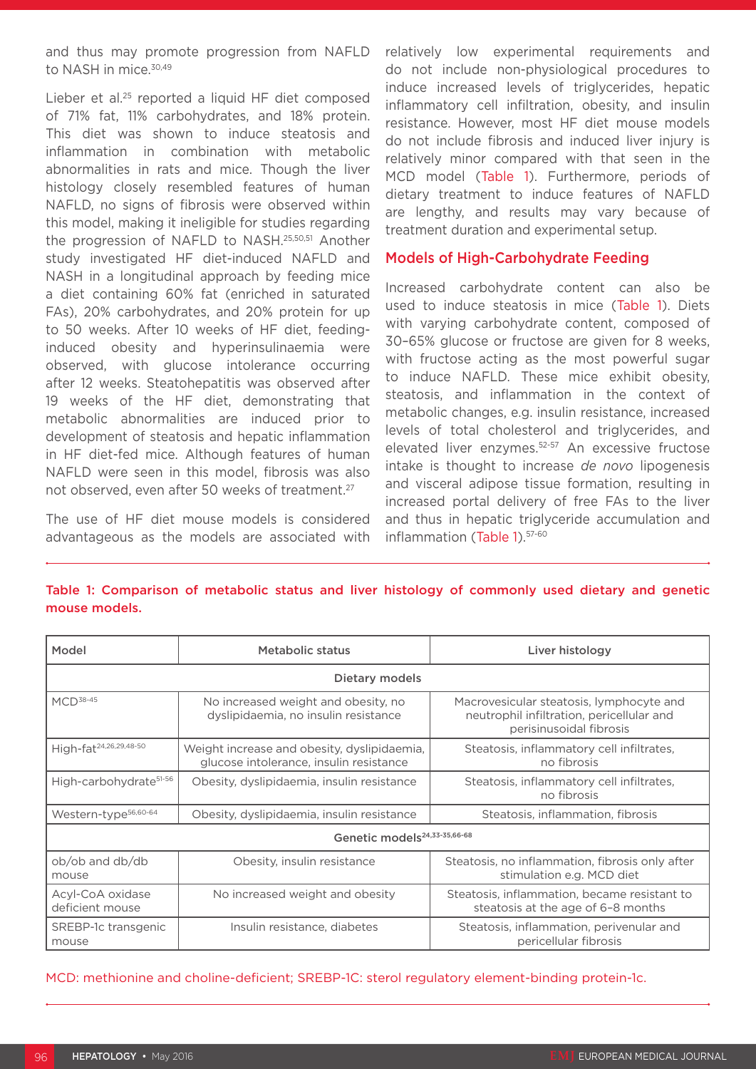and thus may promote progression from NAFLD to NASH in mice.[30,49]

Lieber et al.[25] reported a liquid HF diet composed of 71% fat, 11% carbohydrates, and 18% protein. This diet was shown to induce steatosis and inflammation in combination with metabolic abnormalities in rats and mice. Though the liver histology closely resembled features of human NAFLD, no signs of fibrosis were observed within this model, making it ineligible for studies regarding the progression of NAFLD to NASH.[25,50,51] Another study investigated HF diet-induced NAFLD and NASH in a longitudinal approach by feeding mice a diet containing 60% fat (enriched in saturated FAs), 20% carbohydrates, and 20% protein for up to 50 weeks. After 10 weeks of HF diet, feeding-induced obesity and hyperinsulinaemia were observed, with glucose intolerance occurring after 12 weeks. Steatohepatitis was observed after 19 weeks of the HF diet, demonstrating that metabolic abnormalities are induced prior to development of steatosis and hepatic inflammation in HF diet-fed mice. Although features of human NAFLD were seen in this model, fibrosis was also not observed, even after 50 weeks of treatment.[27]

The use of HF diet mouse models is considered advantageous as the models are associated with relatively low experimental requirements and do not include non-physiological procedures to induce increased levels of triglycerides, hepatic inflammatory cell infiltration, obesity, and insulin resistance. However, most HF diet mouse models do not include fibrosis and induced liver injury is relatively minor compared with that seen in the MCD model (Table 1). Furthermore, periods of dietary treatment to induce features of NAFLD are lengthy, and results may vary because of treatment duration and experimental setup.

## Models of High-Carbohydrate Feeding

Increased carbohydrate content can also be used to induce steatosis in mice (Table 1). Diets with varying carbohydrate content, composed of 30–65% glucose or fructose are given for 8 weeks, with fructose acting as the most powerful sugar to induce NAFLD. These mice exhibit obesity, steatosis, and inflammation in the context of metabolic changes, e.g. insulin resistance, increased levels of total cholesterol and triglycerides, and elevated liver enzymes.[52-57] An excessive fructose intake is thought to increase *de novo* lipogenesis and visceral adipose tissue formation, resulting in increased portal delivery of free FAs to the liver and thus in hepatic triglyceride accumulation and inflammation (Table 1).[57-60]

**Table 1: Comparison of metabolic status and liver histology of commonly used dietary and genetic mouse models.**

| Model | Metabolic status | Liver histology |
|---|---|---|
| Dietary models | | |
| MCD[38-45] | No increased weight and obesity, no dyslipidaemia, no insulin resistance | Macrovesicular steatosis, lymphocyte and neutrophil infiltration, pericellular and perisinusoidal fibrosis |
| High-fat[24,26,29,48-50] | Weight increase and obesity, dyslipidaemia, glucose intolerance, insulin resistance | Steatosis, inflammatory cell infiltrates, no fibrosis |
| High-carbohydrate[51-56] | Obesity, dyslipidaemia, insulin resistance | Steatosis, inflammatory cell infiltrates, no fibrosis |
| Western-type[56,60-64] | Obesity, dyslipidaemia, insulin resistance | Steatosis, inflammation, fibrosis |
| Genetic models[24,33-35,66-68] | | |
| ob/ob and db/db mouse | Obesity, insulin resistance | Steatosis, no inflammation, fibrosis only after stimulation e.g. MCD diet |
| Acyl-CoA oxidase deficient mouse | No increased weight and obesity | Steatosis, inflammation, became resistant to steatosis at the age of 6–8 months |
| SREBP-1c transgenic mouse | Insulin resistance, diabetes | Steatosis, inflammation, perivenular and pericellular fibrosis |

MCD: methionine and choline-deficient; SREBP-1C: sterol regulatory element-binding protein-1c.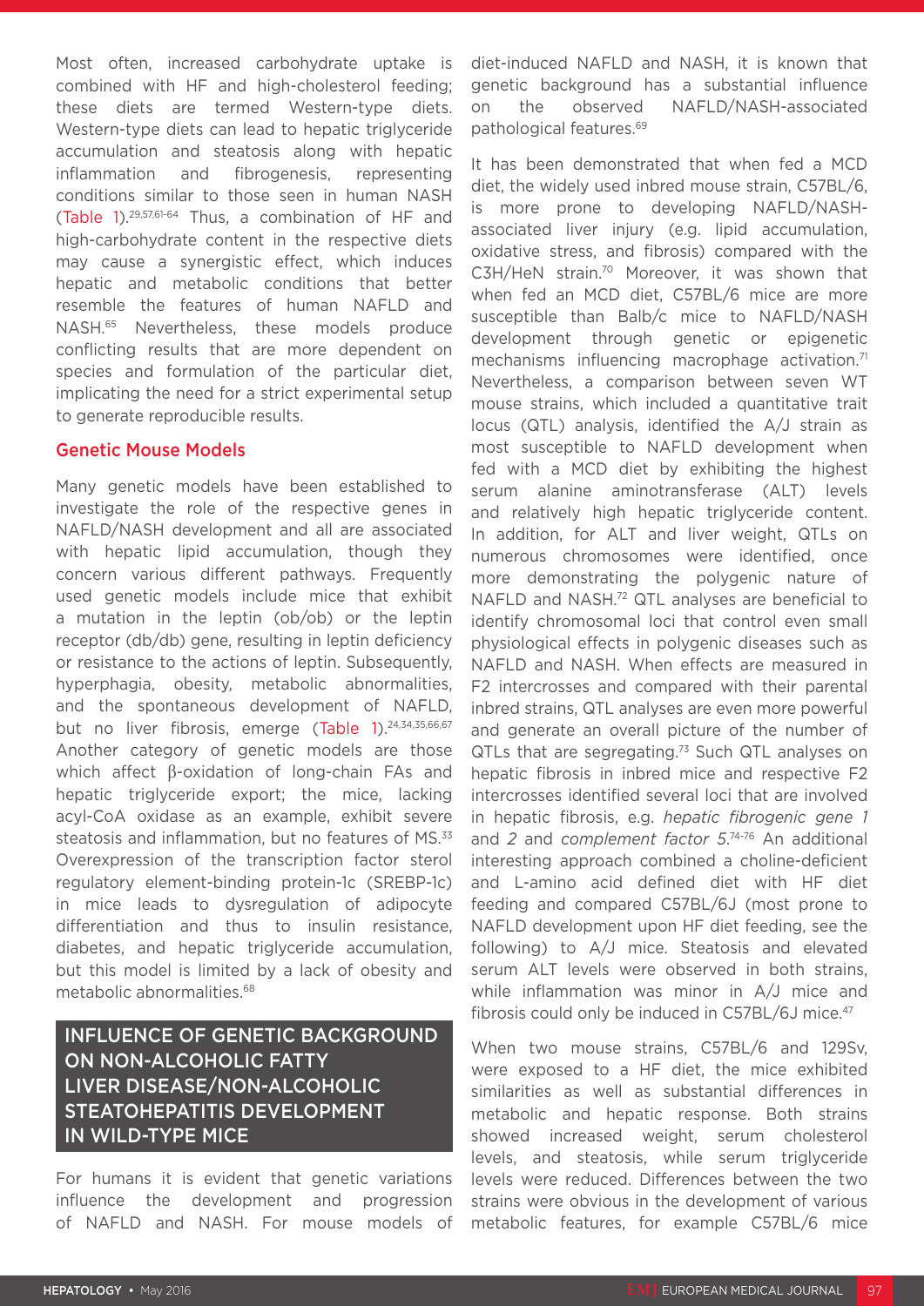Most often, increased carbohydrate uptake is combined with HF and high-cholesterol feeding; these diets are termed Western-type diets. Western-type diets can lead to hepatic triglyceride accumulation and steatosis along with hepatic inflammation and fibrogenesis, representing conditions similar to those seen in human NASH (Table 1).[29,57,61-64] Thus, a combination of HF and high-carbohydrate content in the respective diets may cause a synergistic effect, which induces hepatic and metabolic conditions that better resemble the features of human NAFLD and NASH.[65] Nevertheless, these models produce conflicting results that are more dependent on species and formulation of the particular diet, implicating the need for a strict experimental setup to generate reproducible results.

### Genetic Mouse Models

Many genetic models have been established to investigate the role of the respective genes in NAFLD/NASH development and all are associated with hepatic lipid accumulation, though they concern various different pathways. Frequently used genetic models include mice that exhibit a mutation in the leptin (ob/ob) or the leptin receptor (db/db) gene, resulting in leptin deficiency or resistance to the actions of leptin. Subsequently, hyperphagia, obesity, metabolic abnormalities, and the spontaneous development of NAFLD, but no liver fibrosis, emerge (Table 1).[24,34,35,66,67] Another category of genetic models are those which affect β-oxidation of long-chain FAs and hepatic triglyceride export; the mice, lacking acyl-CoA oxidase as an example, exhibit severe steatosis and inflammation, but no features of MS.[33] Overexpression of the transcription factor sterol regulatory element-binding protein-1c (SREBP-1c) in mice leads to dysregulation of adipocyte differentiation and thus to insulin resistance, diabetes, and hepatic triglyceride accumulation, but this model is limited by a lack of obesity and metabolic abnormalities.[68]

## INFLUENCE OF GENETIC BACKGROUND ON NON-ALCOHOLIC FATTY LIVER DISEASE/NON-ALCOHOLIC STEATOHEPATITIS DEVELOPMENT IN WILD-TYPE MICE

For humans it is evident that genetic variations influence the development and progression of NAFLD and NASH. For mouse models of diet-induced NAFLD and NASH, it is known that genetic background has a substantial influence on the observed NAFLD/NASH-associated pathological features.[69]

It has been demonstrated that when fed a MCD diet, the widely used inbred mouse strain, C57BL/6, is more prone to developing NAFLD/NASH-associated liver injury (e.g. lipid accumulation, oxidative stress, and fibrosis) compared with the C3H/HeN strain.[70] Moreover, it was shown that when fed an MCD diet, C57BL/6 mice are more susceptible than Balb/c mice to NAFLD/NASH development through genetic or epigenetic mechanisms influencing macrophage activation.[71] Nevertheless, a comparison between seven WT mouse strains, which included a quantitative trait locus (QTL) analysis, identified the A/J strain as most susceptible to NAFLD development when fed with a MCD diet by exhibiting the highest serum alanine aminotransferase (ALT) levels and relatively high hepatic triglyceride content. In addition, for ALT and liver weight, QTLs on numerous chromosomes were identified, once more demonstrating the polygenic nature of NAFLD and NASH.[72] QTL analyses are beneficial to identify chromosomal loci that control even small physiological effects in polygenic diseases such as NAFLD and NASH. When effects are measured in F2 intercrosses and compared with their parental inbred strains, QTL analyses are even more powerful and generate an overall picture of the number of QTLs that are segregating.[73] Such QTL analyses on hepatic fibrosis in inbred mice and respective F2 intercrosses identified several loci that are involved in hepatic fibrosis, e.g. *hepatic fibrogenic gene 1* and *2* and *complement factor 5*.[74-76] An additional interesting approach combined a choline-deficient and L-amino acid defined diet with HF diet feeding and compared C57BL/6J (most prone to NAFLD development upon HF diet feeding, see the following) to A/J mice. Steatosis and elevated serum ALT levels were observed in both strains, while inflammation was minor in A/J mice and fibrosis could only be induced in C57BL/6J mice.[47]

When two mouse strains, C57BL/6 and 129Sv, were exposed to a HF diet, the mice exhibited similarities as well as substantial differences in metabolic and hepatic response. Both strains showed increased weight, serum cholesterol levels, and steatosis, while serum triglyceride levels were reduced. Differences between the two strains were obvious in the development of various metabolic features, for example C57BL/6 mice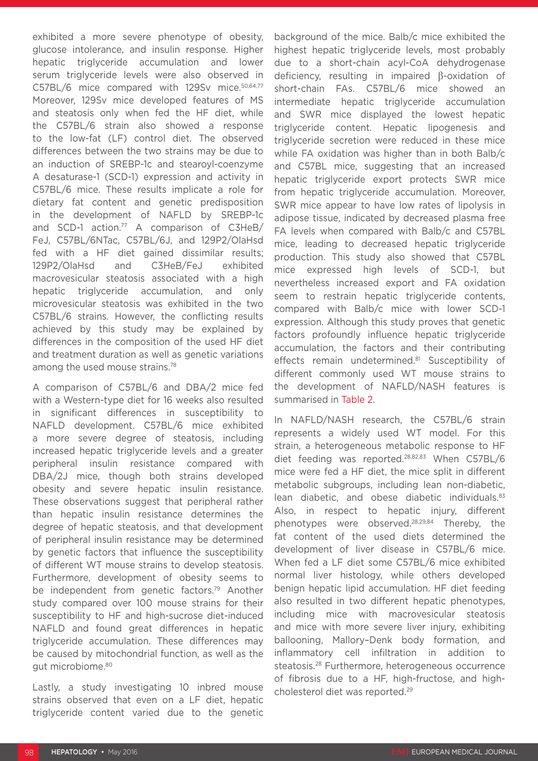exhibited a more severe phenotype of obesity, glucose intolerance, and insulin response. Higher hepatic triglyceride accumulation and lower serum triglyceride levels were also observed in C57BL/6 mice compared with 129Sv mice.[50,64,77] Moreover, 129Sv mice developed features of MS and steatosis only when fed the HF diet, while the C57BL/6 strain also showed a response to the low-fat (LF) control diet. The observed differences between the two strains may be due to an induction of SREBP-1c and stearoyl-coenzyme A desaturase-1 (SCD-1) expression and activity in C57BL/6 mice. These results implicate a role for dietary fat content and genetic predisposition in the development of NAFLD by SREBP-1c and SCD-1 action.[77] A comparison of C3HeB/FeJ, C57BL/6NTac, C57BL/6J, and 129P2/OlaHsd fed with a HF diet gained dissimilar results; 129P2/OlaHsd and C3HeB/FeJ exhibited macrovesicular steatosis associated with a high hepatic triglyceride accumulation, and only microvesicular steatosis was exhibited in the two C57BL/6 strains. However, the conflicting results achieved by this study may be explained by differences in the composition of the used HF diet and treatment duration as well as genetic variations among the used mouse strains.[78]

A comparison of C57BL/6 and DBA/2 mice fed with a Western-type diet for 16 weeks also resulted in significant differences in susceptibility to NAFLD development. C57BL/6 mice exhibited a more severe degree of steatosis, including increased hepatic triglyceride levels and a greater peripheral insulin resistance compared with DBA/2J mice, though both strains developed obesity and severe hepatic insulin resistance. These observations suggest that peripheral rather than hepatic insulin resistance determines the degree of hepatic steatosis, and that development of peripheral insulin resistance may be determined by genetic factors that influence the susceptibility of different WT mouse strains to develop steatosis. Furthermore, development of obesity seems to be independent from genetic factors.[79] Another study compared over 100 mouse strains for their susceptibility to HF and high-sucrose diet-induced NAFLD and found great differences in hepatic triglyceride accumulation. These differences may be caused by mitochondrial function, as well as the gut microbiome.[80]

Lastly, a study investigating 10 inbred mouse strains observed that even on a LF diet, hepatic triglyceride content varied due to the genetic background of the mice. Balb/c mice exhibited the highest hepatic triglyceride levels, most probably due to a short-chain acyl-CoA dehydrogenase deficiency, resulting in impaired β-oxidation of short-chain FAs. C57BL/6 mice showed an intermediate hepatic triglyceride accumulation and SWR mice displayed the lowest hepatic triglyceride content. Hepatic lipogenesis and triglyceride secretion were reduced in these mice while FA oxidation was higher than in both Balb/c and C57BL mice, suggesting that an increased hepatic triglyceride export protects SWR mice from hepatic triglyceride accumulation. Moreover, SWR mice appear to have low rates of lipolysis in adipose tissue, indicated by decreased plasma free FA levels when compared with Balb/c and C57BL mice, leading to decreased hepatic triglyceride production. This study also showed that C57BL mice expressed high levels of SCD-1, but nevertheless increased export and FA oxidation seem to restrain hepatic triglyceride contents, compared with Balb/c mice with lower SCD-1 expression. Although this study proves that genetic factors profoundly influence hepatic triglyceride accumulation, the factors and their contributing effects remain undetermined.[81] Susceptibility of different commonly used WT mouse strains to the development of NAFLD/NASH features is summarised in Table 2.

In NAFLD/NASH research, the C57BL/6 strain represents a widely used WT model. For this strain, a heterogeneous metabolic response to HF diet feeding was reported.[28,82,83] When C57BL/6 mice were fed a HF diet, the mice split in different metabolic subgroups, including lean non-diabetic, lean diabetic, and obese diabetic individuals.[83] Also, in respect to hepatic injury, different phenotypes were observed.[28,29,84] Thereby, the fat content of the used diets determined the development of liver disease in C57BL/6 mice. When fed a LF diet some C57BL/6 mice exhibited normal liver histology, while others developed benign hepatic lipid accumulation. HF diet feeding also resulted in two different hepatic phenotypes, including mice with macrovesicular steatosis and mice with more severe liver injury, exhibiting ballooning, Mallory–Denk body formation, and inflammatory cell infiltration in addition to steatosis.[28] Furthermore, heterogeneous occurrence of fibrosis due to a HF, high-fructose, and high-cholesterol diet was reported.[29]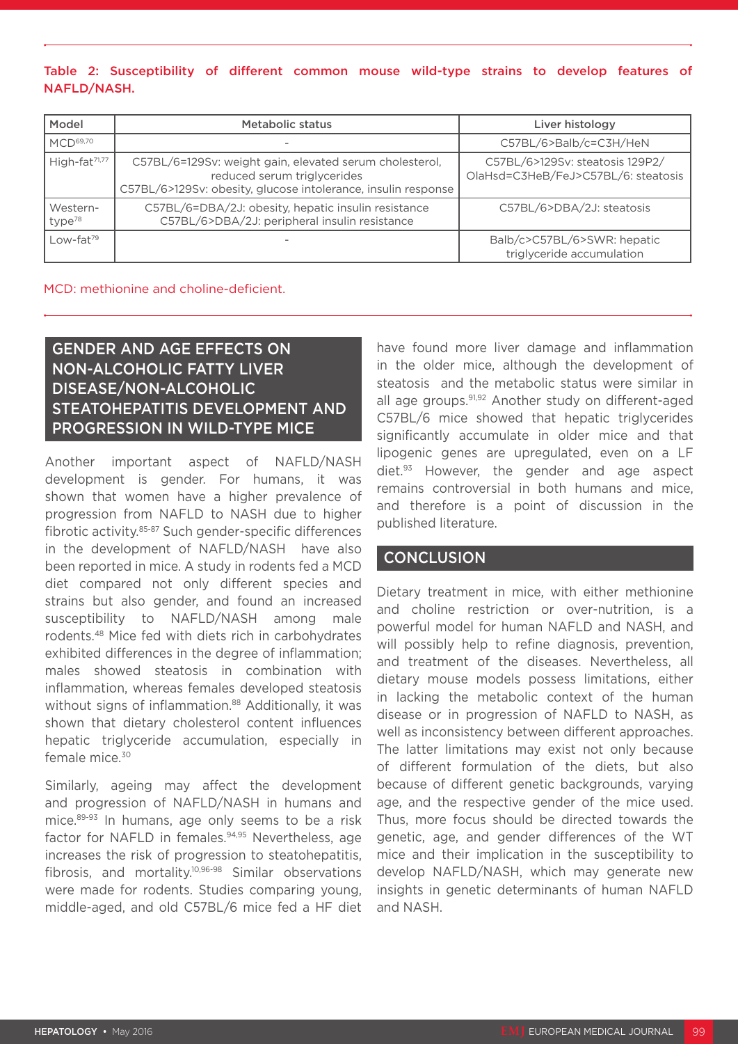**Table 2: Susceptibility of different common mouse wild-type strains to develop features of NAFLD/NASH.**

| Model | Metabolic status | Liver histology |
|---|---|---|
| MCD[69,70] | - | C57BL/6>Balb/c=C3H/HeN |
| High-fat[71,77] | C57BL/6=129Sv: weight gain, elevated serum cholesterol, reduced serum triglycerides<br>C57BL/6>129Sv: obesity, glucose intolerance, insulin response | C57BL/6>129Sv: steatosis 129P2/OlaHsd=C3HeB/FeJ>C57BL/6: steatosis |
| Western-type[78] | C57BL/6=DBA/2J: obesity, hepatic insulin resistance<br>C57BL/6>DBA/2J: peripheral insulin resistance | C57BL/6>DBA/2J: steatosis |
| Low-fat[79] | - | Balb/c>C57BL/6>SWR: hepatic triglyceride accumulation |

MCD: methionine and choline-deficient.

## GENDER AND AGE EFFECTS ON NON-ALCOHOLIC FATTY LIVER DISEASE/NON-ALCOHOLIC STEATOHEPATITIS DEVELOPMENT AND PROGRESSION IN WILD-TYPE MICE

Another important aspect of NAFLD/NASH development is gender. For humans, it was shown that women have a higher prevalence of progression from NAFLD to NASH due to higher fibrotic activity.[85-87] Such gender-specific differences in the development of NAFLD/NASH have also been reported in mice. A study in rodents fed a MCD diet compared not only different species and strains but also gender, and found an increased susceptibility to NAFLD/NASH among male rodents.[48] Mice fed with diets rich in carbohydrates exhibited differences in the degree of inflammation; males showed steatosis in combination with inflammation, whereas females developed steatosis without signs of inflammation.[88] Additionally, it was shown that dietary cholesterol content influences hepatic triglyceride accumulation, especially in female mice.[30]

Similarly, ageing may affect the development and progression of NAFLD/NASH in humans and mice.[89-93] In humans, age only seems to be a risk factor for NAFLD in females.[94,95] Nevertheless, age increases the risk of progression to steatohepatitis, fibrosis, and mortality.[10,96-98] Similar observations were made for rodents. Studies comparing young, middle-aged, and old C57BL/6 mice fed a HF diet have found more liver damage and inflammation in the older mice, although the development of steatosis and the metabolic status were similar in all age groups.[91,92] Another study on different-aged C57BL/6 mice showed that hepatic triglycerides significantly accumulate in older mice and that lipogenic genes are upregulated, even on a LF diet.[93] However, the gender and age aspect remains controversial in both humans and mice, and therefore is a point of discussion in the published literature.

## CONCLUSION

Dietary treatment in mice, with either methionine and choline restriction or over-nutrition, is a powerful model for human NAFLD and NASH, and will possibly help to refine diagnosis, prevention, and treatment of the diseases. Nevertheless, all dietary mouse models possess limitations, either in lacking the metabolic context of the human disease or in progression of NAFLD to NASH, as well as inconsistency between different approaches. The latter limitations may exist not only because of different formulation of the diets, but also because of different genetic backgrounds, varying age, and the respective gender of the mice used. Thus, more focus should be directed towards the genetic, age, and gender differences of the WT mice and their implication in the susceptibility to develop NAFLD/NASH, which may generate new insights in genetic determinants of human NAFLD and NASH.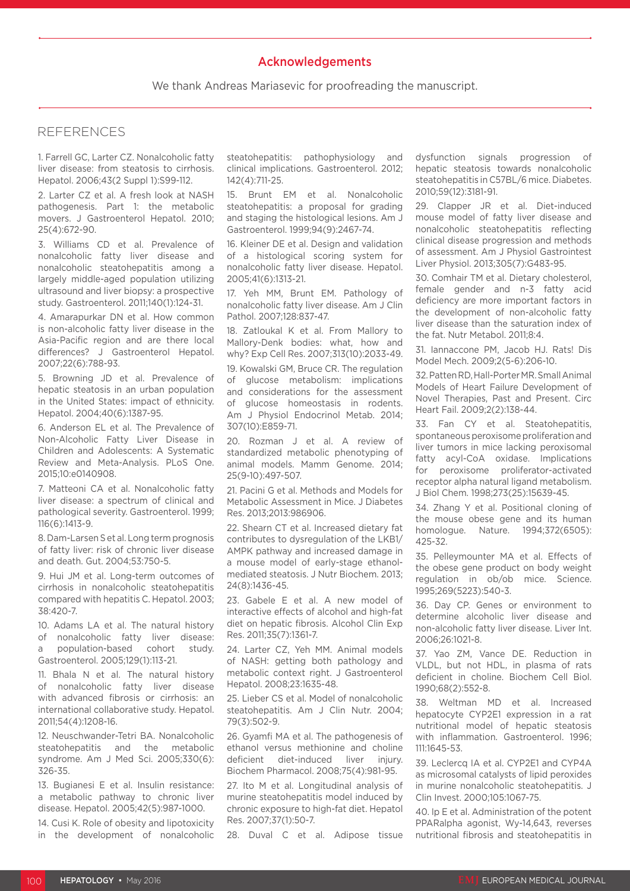## Acknowledgements

We thank Andreas Mariasevic for proofreading the manuscript.

## REFERENCES

1. Farrell GC, Larter CZ. Nonalcoholic fatty liver disease: from steatosis to cirrhosis. Hepatol. 2006;43(2 Suppl 1):S99-112.

2. Larter CZ et al. A fresh look at NASH pathogenesis. Part 1: the metabolic movers. J Gastroenterol Hepatol. 2010; 25(4):672-90.

3. Williams CD et al. Prevalence of nonalcoholic fatty liver disease and nonalcoholic steatohepatitis among a largely middle-aged population utilizing ultrasound and liver biopsy: a prospective study. Gastroenterol. 2011;140(1):124-31.

4. Amarapurkar DN et al. How common is non-alcoholic fatty liver disease in the Asia-Pacific region and are there local differences? J Gastroenterol Hepatol. 2007;22(6):788-93.

5. Browning JD et al. Prevalence of hepatic steatosis in an urban population in the United States: impact of ethnicity. Hepatol. 2004;40(6):1387-95.

6. Anderson EL et al. The Prevalence of Non-Alcoholic Fatty Liver Disease in Children and Adolescents: A Systematic Review and Meta-Analysis. PLoS One. 2015;10:e0140908.

7. Matteoni CA et al. Nonalcoholic fatty liver disease: a spectrum of clinical and pathological severity. Gastroenterol. 1999; 116(6):1413-9.

8. Dam-Larsen S et al. Long term prognosis of fatty liver: risk of chronic liver disease and death. Gut. 2004;53:750-5.

9. Hui JM et al. Long-term outcomes of cirrhosis in nonalcoholic steatohepatitis compared with hepatitis C. Hepatol. 2003; 38:420-7.

10. Adams LA et al. The natural history of nonalcoholic fatty liver disease: a population-based cohort study. Gastroenterol. 2005;129(1):113-21.

11. Bhala N et al. The natural history of nonalcoholic fatty liver disease with advanced fibrosis or cirrhosis: an international collaborative study. Hepatol. 2011;54(4):1208-16.

12. Neuschwander-Tetri BA. Nonalcoholic steatohepatitis and the metabolic syndrome. Am J Med Sci. 2005;330(6): 326-35.

13. Bugianesi E et al. Insulin resistance: a metabolic pathway to chronic liver disease. Hepatol. 2005;42(5):987-1000.

14. Cusi K. Role of obesity and lipotoxicity in the development of nonalcoholic steatohepatitis: pathophysiology and clinical implications. Gastroenterol. 2012; 142(4):711-25.

15. Brunt EM et al. Nonalcoholic steatohepatitis: a proposal for grading and staging the histological lesions. Am J Gastroenterol. 1999;94(9):2467-74.

16. Kleiner DE et al. Design and validation of a histological scoring system for nonalcoholic fatty liver disease. Hepatol. 2005;41(6):1313-21.

17. Yeh MM, Brunt EM. Pathology of nonalcoholic fatty liver disease. Am J Clin Pathol. 2007;128:837-47.

18. Zatloukal K et al. From Mallory to Mallory-Denk bodies: what, how and why? Exp Cell Res. 2007;313(10):2033-49.

19. Kowalski GM, Bruce CR. The regulation of glucose metabolism: implications and considerations for the assessment of glucose homeostasis in rodents. Am J Physiol Endocrinol Metab. 2014; 307(10):E859-71.

20. Rozman J et al. A review of standardized metabolic phenotyping of animal models. Mamm Genome. 2014; 25(9-10):497-507.

21. Pacini G et al. Methods and Models for Metabolic Assessment in Mice. J Diabetes Res. 2013;2013:986906.

22. Shearn CT et al. Increased dietary fat contributes to dysregulation of the LKB1/AMPK pathway and increased damage in a mouse model of early-stage ethanol-mediated steatosis. J Nutr Biochem. 2013; 24(8):1436-45.

23. Gabele E et al. A new model of interactive effects of alcohol and high-fat diet on hepatic fibrosis. Alcohol Clin Exp Res. 2011;35(7):1361-7.

24. Larter CZ, Yeh MM. Animal models of NASH: getting both pathology and metabolic context right. J Gastroenterol Hepatol. 2008;23:1635-48.

25. Lieber CS et al. Model of nonalcoholic steatohepatitis. Am J Clin Nutr. 2004; 79(3):502-9.

26. Gyamfi MA et al. The pathogenesis of ethanol versus methionine and choline deficient diet-induced liver injury. Biochem Pharmacol. 2008;75(4):981-95.

27. Ito M et al. Longitudinal analysis of murine steatohepatitis model induced by chronic exposure to high-fat diet. Hepatol Res. 2007;37(1):50-7.

28. Duval C et al. Adipose tissue dysfunction signals progression of hepatic steatosis towards nonalcoholic steatohepatitis in C57BL/6 mice. Diabetes. 2010;59(12):3181-91.

29. Clapper JR et al. Diet-induced mouse model of fatty liver disease and nonalcoholic steatohepatitis reflecting clinical disease progression and methods of assessment. Am J Physiol Gastrointest Liver Physiol. 2013;305(7):G483-95.

30. Comhair TM et al. Dietary cholesterol, female gender and n-3 fatty acid deficiency are more important factors in the development of non-alcoholic fatty liver disease than the saturation index of the fat. Nutr Metabol. 2011;8:4.

31. Iannaccone PM, Jacob HJ. Rats! Dis Model Mech. 2009;2(5-6):206-10.

32. Patten RD, Hall-Porter MR. Small Animal Models of Heart Failure Development of Novel Therapies, Past and Present. Circ Heart Fail. 2009;2(2):138-44.

33. Fan CY et al. Steatohepatitis, spontaneous peroxisome proliferation and liver tumors in mice lacking peroxisomal fatty acyl-CoA oxidase. Implications for peroxisome proliferator-activated receptor alpha natural ligand metabolism. J Biol Chem. 1998;273(25):15639-45.

34. Zhang Y et al. Positional cloning of the mouse obese gene and its human homologue. Nature. 1994;372(6505): 425-32.

35. Pelleymounter MA et al. Effects of the obese gene product on body weight regulation in ob/ob mice. Science. 1995;269(5223):540-3.

36. Day CP. Genes or environment to determine alcoholic liver disease and non-alcoholic fatty liver disease. Liver Int. 2006;26:1021-8.

37. Yao ZM, Vance DE. Reduction in VLDL, but not HDL, in plasma of rats deficient in choline. Biochem Cell Biol. 1990;68(2):552-8.

38. Weltman MD et al. Increased hepatocyte CYP2E1 expression in a rat nutritional model of hepatic steatosis with inflammation. Gastroenterol. 1996; 111:1645-53.

39. Leclercq IA et al. CYP2E1 and CYP4A as microsomal catalysts of lipid peroxides in murine nonalcoholic steatohepatitis. J Clin Invest. 2000;105:1067-75.

40. Ip E et al. Administration of the potent PPARalpha agonist, Wy-14,643, reverses nutritional fibrosis and steatohepatitis in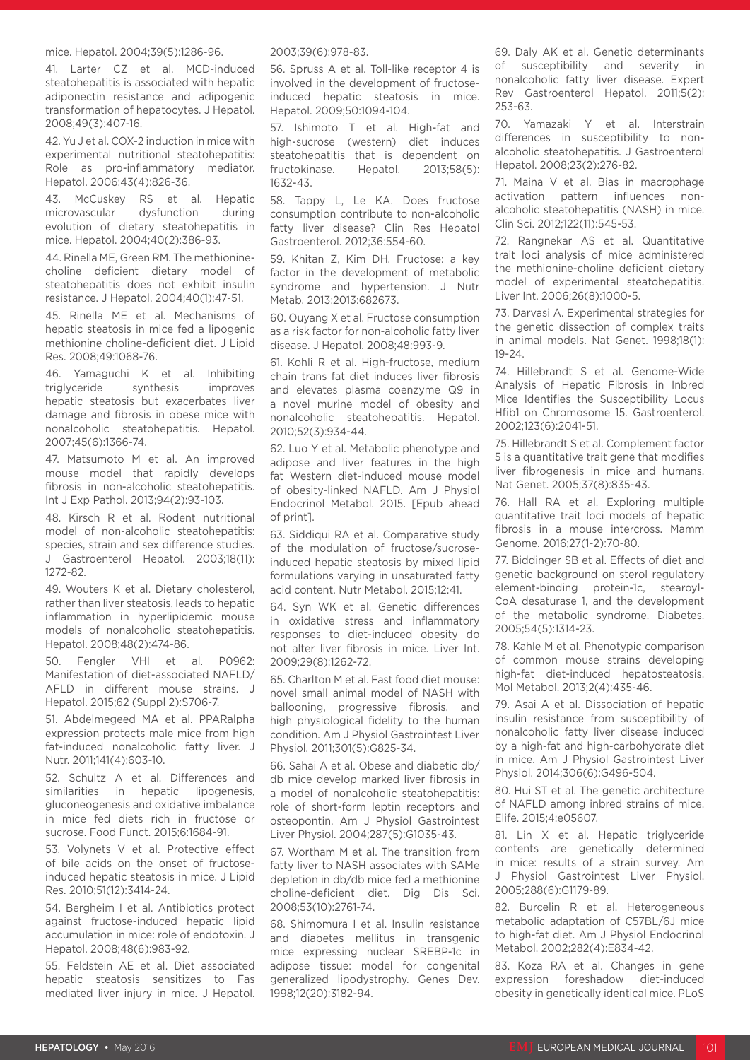mice. Hepatol. 2004;39(5):1286-96.

41. Larter CZ et al. MCD-induced steatohepatitis is associated with hepatic adiponectin resistance and adipogenic transformation of hepatocytes. J Hepatol. 2008;49(3):407-16.

42. Yu J et al. COX-2 induction in mice with experimental nutritional steatohepatitis: Role as pro-inflammatory mediator. Hepatol. 2006;43(4):826-36.

43. McCuskey RS et al. Hepatic microvascular dysfunction during evolution of dietary steatohepatitis in mice. Hepatol. 2004;40(2):386-93.

44. Rinella ME, Green RM. The methionine-choline deficient dietary model of steatohepatitis does not exhibit insulin resistance. J Hepatol. 2004;40(1):47-51.

45. Rinella ME et al. Mechanisms of hepatic steatosis in mice fed a lipogenic methionine choline-deficient diet. J Lipid Res. 2008;49:1068-76.

46. Yamaguchi K et al. Inhibiting triglyceride synthesis improves hepatic steatosis but exacerbates liver damage and fibrosis in obese mice with nonalcoholic steatohepatitis. Hepatol. 2007;45(6):1366-74.

47. Matsumoto M et al. An improved mouse model that rapidly develops fibrosis in non-alcoholic steatohepatitis. Int J Exp Pathol. 2013;94(2):93-103.

48. Kirsch R et al. Rodent nutritional model of non-alcoholic steatohepatitis: species, strain and sex difference studies. J Gastroenterol Hepatol. 2003;18(11): 1272-82.

49. Wouters K et al. Dietary cholesterol, rather than liver steatosis, leads to hepatic inflammation in hyperlipidemic mouse models of nonalcoholic steatohepatitis. Hepatol. 2008;48(2):474-86.

50. Fengler VHI et al. P0962: Manifestation of diet-associated NAFLD/AFLD in different mouse strains. J Hepatol. 2015;62 (Suppl 2):S706-7.

51. Abdelmegeed MA et al. PPARalpha expression protects male mice from high fat-induced nonalcoholic fatty liver. J Nutr. 2011;141(4):603-10.

52. Schultz A et al. Differences and similarities in hepatic lipogenesis, gluconeogenesis and oxidative imbalance in mice fed diets rich in fructose or sucrose. Food Funct. 2015;6:1684-91.

53. Volynets V et al. Protective effect of bile acids on the onset of fructose-induced hepatic steatosis in mice. J Lipid Res. 2010;51(12):3414-24.

54. Bergheim I et al. Antibiotics protect against fructose-induced hepatic lipid accumulation in mice: role of endotoxin. J Hepatol. 2008;48(6):983-92.

55. Feldstein AE et al. Diet associated hepatic steatosis sensitizes to Fas mediated liver injury in mice. J Hepatol. 2003;39(6):978-83.

56. Spruss A et al. Toll-like receptor 4 is involved in the development of fructose-induced hepatic steatosis in mice. Hepatol. 2009;50:1094-104.

57. Ishimoto T et al. High-fat and high-sucrose (western) diet induces steatohepatitis that is dependent on fructokinase. Hepatol. 2013;58(5): 1632-43.

58. Tappy L, Le KA. Does fructose consumption contribute to non-alcoholic fatty liver disease? Clin Res Hepatol Gastroenterol. 2012;36:554-60.

59. Khitan Z, Kim DH. Fructose: a key factor in the development of metabolic syndrome and hypertension. J Nutr Metab. 2013;2013:682673.

60. Ouyang X et al. Fructose consumption as a risk factor for non-alcoholic fatty liver disease. J Hepatol. 2008;48:993-9.

61. Kohli R et al. High-fructose, medium chain trans fat diet induces liver fibrosis and elevates plasma coenzyme Q9 in a novel murine model of obesity and nonalcoholic steatohepatitis. Hepatol. 2010;52(3):934-44.

62. Luo Y et al. Metabolic phenotype and adipose and liver features in the high fat Western diet-induced mouse model of obesity-linked NAFLD. Am J Physiol Endocrinol Metabol. 2015. [Epub ahead of print].

63. Siddiqui RA et al. Comparative study of the modulation of fructose/sucrose-induced hepatic steatosis by mixed lipid formulations varying in unsaturated fatty acid content. Nutr Metabol. 2015;12:41.

64. Syn WK et al. Genetic differences in oxidative stress and inflammatory responses to diet-induced obesity do not alter liver fibrosis in mice. Liver Int. 2009;29(8):1262-72.

65. Charlton M et al. Fast food diet mouse: novel small animal model of NASH with ballooning, progressive fibrosis, and high physiological fidelity to the human condition. Am J Physiol Gastrointest Liver Physiol. 2011;301(5):G825-34.

66. Sahai A et al. Obese and diabetic db/db mice develop marked liver fibrosis in a model of nonalcoholic steatohepatitis: role of short-form leptin receptors and osteopontin. Am J Physiol Gastrointest Liver Physiol. 2004;287(5):G1035-43.

67. Wortham M et al. The transition from fatty liver to NASH associates with SAMe depletion in db/db mice fed a methionine choline-deficient diet. Dig Dis Sci. 2008;53(10):2761-74.

68. Shimomura I et al. Insulin resistance and diabetes mellitus in transgenic mice expressing nuclear SREBP-1c in adipose tissue: model for congenital generalized lipodystrophy. Genes Dev. 1998;12(20):3182-94.

69. Daly AK et al. Genetic determinants of susceptibility and severity in nonalcoholic fatty liver disease. Expert Rev Gastroenterol Hepatol. 2011;5(2): 253-63.

70. Yamazaki Y et al. Interstrain differences in susceptibility to non-alcoholic steatohepatitis. J Gastroenterol Hepatol. 2008;23(2):276-82.

71. Maina V et al. Bias in macrophage activation pattern influences non-alcoholic steatohepatitis (NASH) in mice. Clin Sci. 2012;122(11):545-53.

72. Rangnekar AS et al. Quantitative trait loci analysis of mice administered the methionine-choline deficient dietary model of experimental steatohepatitis. Liver Int. 2006;26(8):1000-5.

73. Darvasi A. Experimental strategies for the genetic dissection of complex traits in animal models. Nat Genet. 1998;18(1): 19-24.

74. Hillebrandt S et al. Genome-Wide Analysis of Hepatic Fibrosis in Inbred Mice Identifies the Susceptibility Locus Hfib1 on Chromosome 15. Gastroenterol. 2002;123(6):2041-51.

75. Hillebrandt S et al. Complement factor 5 is a quantitative trait gene that modifies liver fibrogenesis in mice and humans. Nat Genet. 2005;37(8):835-43.

76. Hall RA et al. Exploring multiple quantitative trait loci models of hepatic fibrosis in a mouse intercross. Mamm Genome. 2016;27(1-2):70-80.

77. Biddinger SB et al. Effects of diet and genetic background on sterol regulatory element-binding protein-1c, stearoyl-CoA desaturase 1, and the development of the metabolic syndrome. Diabetes. 2005;54(5):1314-23.

78. Kahle M et al. Phenotypic comparison of common mouse strains developing high-fat diet-induced hepatosteatosis. Mol Metabol. 2013;2(4):435-46.

79. Asai A et al. Dissociation of hepatic insulin resistance from susceptibility of nonalcoholic fatty liver disease induced by a high-fat and high-carbohydrate diet in mice. Am J Physiol Gastrointest Liver Physiol. 2014;306(6):G496-504.

80. Hui ST et al. The genetic architecture of NAFLD among inbred strains of mice. Elife. 2015;4:e05607.

81. Lin X et al. Hepatic triglyceride contents are genetically determined in mice: results of a strain survey. Am J Physiol Gastrointest Liver Physiol. 2005;288(6):G1179-89.

82. Burcelin R et al. Heterogeneous metabolic adaptation of C57BL/6J mice to high-fat diet. Am J Physiol Endocrinol Metabol. 2002;282(4):E834-42.

83. Koza RA et al. Changes in gene expression foreshadow diet-induced obesity in genetically identical mice. PLoS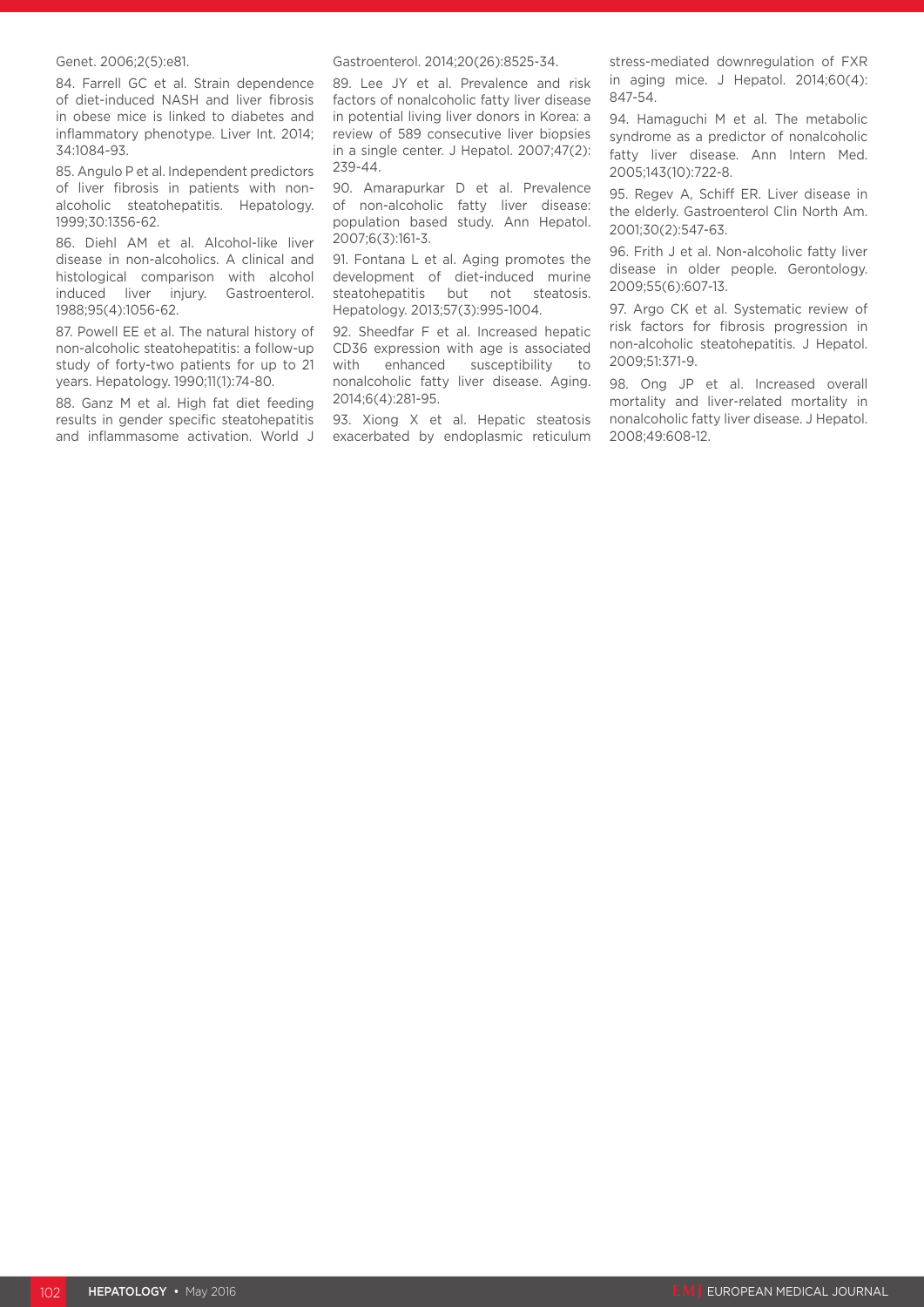Genet. 2006;2(5):e81.

84. Farrell GC et al. Strain dependence of diet-induced NASH and liver fibrosis in obese mice is linked to diabetes and inflammatory phenotype. Liver Int. 2014; 34:1084-93.

85. Angulo P et al. Independent predictors of liver fibrosis in patients with non-alcoholic steatohepatitis. Hepatology. 1999;30:1356-62.

86. Diehl AM et al. Alcohol-like liver disease in non-alcoholics. A clinical and histological comparison with alcohol induced liver injury. Gastroenterol. 1988;95(4):1056-62.

87. Powell EE et al. The natural history of non-alcoholic steatohepatitis: a follow-up study of forty-two patients for up to 21 years. Hepatology. 1990;11(1):74-80.

88. Ganz M et al. High fat diet feeding results in gender specific steatohepatitis and inflammasome activation. World J Gastroenterol. 2014;20(26):8525-34.

89. Lee JY et al. Prevalence and risk factors of nonalcoholic fatty liver disease in potential living liver donors in Korea: a review of 589 consecutive liver biopsies in a single center. J Hepatol. 2007;47(2): 239-44.

90. Amarapurkar D et al. Prevalence of non-alcoholic fatty liver disease: population based study. Ann Hepatol. 2007;6(3):161-3.

91. Fontana L et al. Aging promotes the development of diet-induced murine steatohepatitis but not steatosis. Hepatology. 2013;57(3):995-1004.

92. Sheedfar F et al. Increased hepatic CD36 expression with age is associated with enhanced susceptibility to nonalcoholic fatty liver disease. Aging. 2014;6(4):281-95.

93. Xiong X et al. Hepatic steatosis exacerbated by endoplasmic reticulum stress-mediated downregulation of FXR in aging mice. J Hepatol. 2014;60(4): 847-54.

94. Hamaguchi M et al. The metabolic syndrome as a predictor of nonalcoholic fatty liver disease. Ann Intern Med. 2005;143(10):722-8.

95. Regev A, Schiff ER. Liver disease in the elderly. Gastroenterol Clin North Am. 2001;30(2):547-63.

96. Frith J et al. Non-alcoholic fatty liver disease in older people. Gerontology. 2009;55(6):607-13.

97. Argo CK et al. Systematic review of risk factors for fibrosis progression in non-alcoholic steatohepatitis. J Hepatol. 2009;51:371-9.

98. Ong JP et al. Increased overall mortality and liver-related mortality in nonalcoholic fatty liver disease. J Hepatol. 2008;49:608-12.